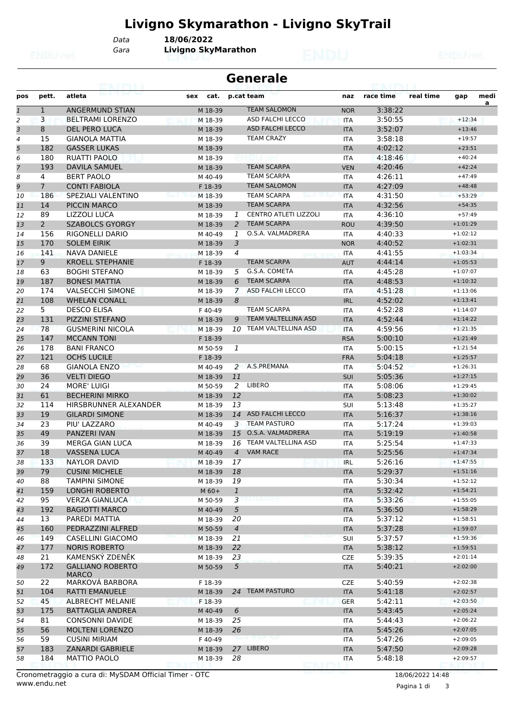# Livigno Skymarathon - Livigno SkyTrail

Data **18/06/2022**
Gara **Livigno SkyMarathon**

## Generale

| pos | pett. | atleta | sex | cat. | p.cat | team | naz | race time | real time | gap | media |
|---|---|---|---|---|---|---|---|---|---|---|---|
| 1 | 1 | ANGERMUND STIAN | | M 18-39 | | TEAM SALOMON | NOR | 3:38:22 | | | |
| 2 | 3 | BELTRAMI LORENZO | | M 18-39 | | ASD FALCHI LECCO | ITA | 3:50:55 | | +12:34 | |
| 3 | 8 | DEL PERO LUCA | | M 18-39 | | ASD FALCHI LECCO | ITA | 3:52:07 | | +13:46 | |
| 4 | 15 | GIANOLA MATTIA | | M 18-39 | | TEAM CRAZY | ITA | 3:58:18 | | +19:57 | |
| 5 | 182 | GASSER LUKAS | | M 18-39 | | | ITA | 4:02:12 | | +23:51 | |
| 6 | 180 | RUATTI PAOLO | | M 18-39 | | | ITA | 4:18:46 | | +40:24 | |
| 7 | 193 | DAVILA SAMUEL | | M 18-39 | | TEAM SCARPA | VEN | 4:20:46 | | +42:24 | |
| 8 | 4 | BERT PAOLO | | M 40-49 | | TEAM SCARPA | ITA | 4:26:11 | | +47:49 | |
| 9 | 7 | CONTI FABIOLA | | F 18-39 | | TEAM SALOMON | ITA | 4:27:09 | | +48:48 | |
| 10 | 186 | SPEZIALI VALENTINO | | M 18-39 | | TEAM SCARPA | ITA | 4:31:50 | | +53:29 | |
| 11 | 14 | PICCIN MARCO | | M 18-39 | | TEAM SCARPA | ITA | 4:32:56 | | +54:35 | |
| 12 | 89 | LIZZOLI LUCA | | M 18-39 | 1 | CENTRO ATLETI LIZZOLI | ITA | 4:36:10 | | +57:49 | |
| 13 | 2 | SZABOLCS GYORGY | | M 18-39 | 2 | TEAM SCARPA | ROU | 4:39:50 | | +1:01:29 | |
| 14 | 156 | RIGONELLI DARIO | | M 40-49 | 1 | O.S.A. VALMADRERA | ITA | 4:40:33 | | +1:02:12 | |
| 15 | 170 | SOLEM EIRIK | | M 18-39 | 3 | | NOR | 4:40:52 | | +1:02:31 | |
| 16 | 141 | NAVA DANIELE | | M 18-39 | 4 | | ITA | 4:41:55 | | +1:03:34 | |
| 17 | 9 | KROELL STEPHANIE | | F 18-39 | | TEAM SCARPA | AUT | 4:44:14 | | +1:05:53 | |
| 18 | 63 | BOGHI STEFANO | | M 18-39 | 5 | G.S.A. COMETA | ITA | 4:45:28 | | +1:07:07 | |
| 19 | 187 | BONESI MATTIA | | M 18-39 | 6 | TEAM SCARPA | ITA | 4:48:53 | | +1:10:32 | |
| 20 | 174 | VALSECCHI SIMONE | | M 18-39 | 7 | ASD FALCHI LECCO | ITA | 4:51:28 | | +1:13:06 | |
| 21 | 108 | WHELAN CONALL | | M 18-39 | 8 | | IRL | 4:52:02 | | +1:13:41 | |
| 22 | 5 | DESCO ELISA | | F 40-49 | | TEAM SCARPA | ITA | 4:52:28 | | +1:14:07 | |
| 23 | 131 | PIZZINI STEFANO | | M 18-39 | 9 | TEAM VALTELLINA ASD | ITA | 4:52:44 | | +1:14:22 | |
| 24 | 78 | GUSMERINI NICOLA | | M 18-39 | 10 | TEAM VALTELLINA ASD | ITA | 4:59:56 | | +1:21:35 | |
| 25 | 147 | MCCANN TONI | | F 18-39 | | | RSA | 5:00:10 | | +1:21:49 | |
| 26 | 178 | BANI FRANCO | | M 50-59 | 1 | | ITA | 5:00:15 | | +1:21:54 | |
| 27 | 121 | OCHS LUCILE | | F 18-39 | | | FRA | 5:04:18 | | +1:25:57 | |
| 28 | 68 | GIANOLA ENZO | | M 40-49 | 2 | A.S.PREMANA | ITA | 5:04:52 | | +1:26:31 | |
| 29 | 36 | VELTI DIEGO | | M 18-39 | 11 | | SUI | 5:05:36 | | +1:27:15 | |
| 30 | 24 | MORE' LUIGI | | M 50-59 | 2 | LIBERO | ITA | 5:08:06 | | +1:29:45 | |
| 31 | 61 | BECHERINI MIRKO | | M 18-39 | 12 | | ITA | 5:08:23 | | +1:30:02 | |
| 32 | 114 | HIRSBRUNNER ALEXANDER | | M 18-39 | 13 | | SUI | 5:13:48 | | +1:35:27 | |
| 33 | 19 | GILARDI SIMONE | | M 18-39 | 14 | ASD FALCHI LECCO | ITA | 5:16:37 | | +1:38:16 | |
| 34 | 23 | PIU' LAZZARO | | M 40-49 | 3 | TEAM PASTURO | ITA | 5:17:24 | | +1:39:03 | |
| 35 | 49 | PANZERI IVAN | | M 18-39 | 15 | O.S.A. VALMADRERA | ITA | 5:19:19 | | +1:40:58 | |
| 36 | 39 | MERGA GIAN LUCA | | M 18-39 | 16 | TEAM VALTELLINA ASD | ITA | 5:25:54 | | +1:47:33 | |
| 37 | 18 | VASSENA LUCA | | M 40-49 | 4 | VAM RACE | ITA | 5:25:56 | | +1:47:34 | |
| 38 | 133 | NAYLOR DAVID | | M 18-39 | 17 | | IRL | 5:26:16 | | +1:47:55 | |
| 39 | 79 | CUSINI MICHELE | | M 18-39 | 18 | | ITA | 5:29:37 | | +1:51:16 | |
| 40 | 88 | TAMPINI SIMONE | | M 18-39 | 19 | | ITA | 5:30:34 | | +1:52:12 | |
| 41 | 159 | LONGHI ROBERTO | | M 60+ | 1 | | ITA | 5:32:42 | | +1:54:21 | |
| 42 | 95 | VERZA GIANLUCA | | M 50-59 | 3 | | ITA | 5:33:26 | | +1:55:05 | |
| 43 | 192 | BAGIOTTI MARCO | | M 40-49 | 5 | | ITA | 5:36:50 | | +1:58:29 | |
| 44 | 13 | PAREDI MATTIA | | M 18-39 | 20 | | ITA | 5:37:12 | | +1:58:51 | |
| 45 | 160 | PEDRAZZINI ALFRED | | M 50-59 | 4 | | ITA | 5:37:28 | | +1:59:07 | |
| 46 | 149 | CASELLINI GIACOMO | | M 18-39 | 21 | | SUI | 5:37:57 | | +1:59:36 | |
| 47 | 177 | NORIS ROBERTO | | M 18-39 | 22 | | ITA | 5:38:12 | | +1:59:51 | |
| 48 | 21 | KAMENSKÝ ZDENĚK | | M 18-39 | 23 | | CZE | 5:39:35 | | +2:01:14 | |
| 49 | 172 | GALLIANO ROBERTO MARCO | | M 50-59 | 5 | | ITA | 5:40:21 | | +2:02:00 | |
| 50 | 22 | MARKOVÁ BARBORA | | F 18-39 | | | CZE | 5:40:59 | | +2:02:38 | |
| 51 | 104 | RATTI EMANUELE | | M 18-39 | 24 | TEAM PASTURO | ITA | 5:41:18 | | +2:02:57 | |
| 52 | 45 | ALBRECHT MELANIE | | F 18-39 | | | GER | 5:42:11 | | +2:03:50 | |
| 53 | 175 | BATTAGLIA ANDREA | | M 40-49 | 6 | | ITA | 5:43:45 | | +2:05:24 | |
| 54 | 81 | CONSONNI DAVIDE | | M 18-39 | 25 | | ITA | 5:44:43 | | +2:06:22 | |
| 55 | 56 | MOLTENI LORENZO | | M 18-39 | 26 | | ITA | 5:45:26 | | +2:07:05 | |
| 56 | 59 | CUSINI MIRIAM | | F 40-49 | | | ITA | 5:47:26 | | +2:09:05 | |
| 57 | 183 | ZANARDI GABRIELE | | M 18-39 | 27 | LIBERO | ITA | 5:47:50 | | +2:09:28 | |
| 58 | 184 | MATTIO PAOLO | | M 18-39 | 28 | | ITA | 5:48:18 | | +2:09:57 | |

Cronometraggio a cura di: MySDAM Official Timer - OTC
www.endu.net

18/06/2022 14:48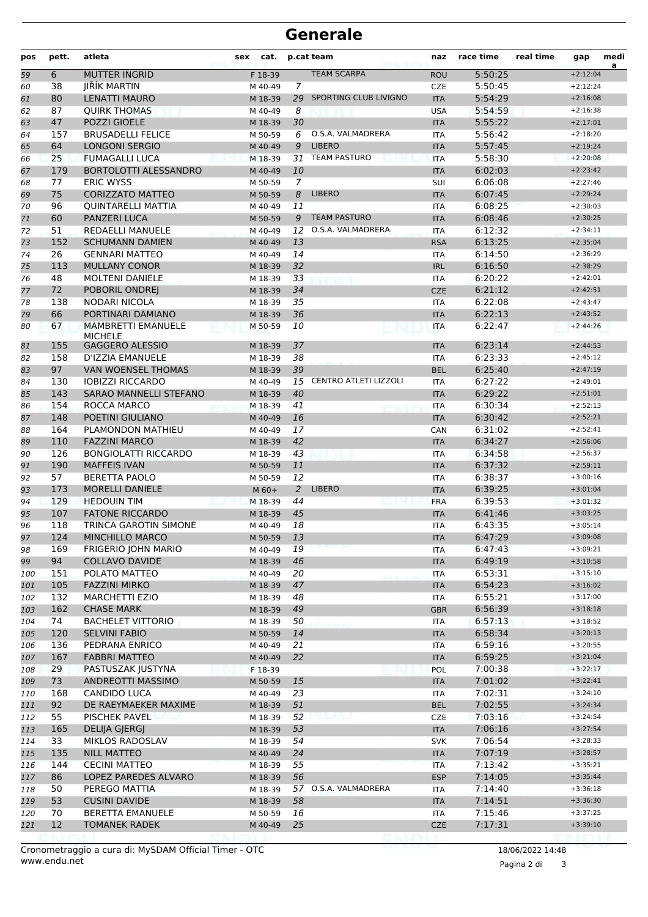# Generale

| pos | pett. | atleta | sex | cat. | p.cat | team | naz | race time | real time | gap | media |
|---|---|---|---|---|---|---|---|---|---|---|---|
| 59 | 6 | MUTTER INGRID | | F 18-39 | | TEAM SCARPA | ROU | 5:50:25 | | +2:12:04 | |
| 60 | 38 | JIŘÍK MARTIN | | M 40-49 | 7 | | CZE | 5:50:45 | | +2:12:24 | |
| 61 | 80 | LENATTI MAURO | | M 18-39 | 29 | SPORTING CLUB LIVIGNO | ITA | 5:54:29 | | +2:16:08 | |
| 62 | 87 | QUIRK THOMAS | | M 40-49 | 8 | | USA | 5:54:59 | | +2:16:38 | |
| 63 | 47 | POZZI GIOELE | | M 18-39 | 30 | | ITA | 5:55:22 | | +2:17:01 | |
| 64 | 157 | BRUSADELLI FELICE | | M 50-59 | 6 | O.S.A. VALMADRERA | ITA | 5:56:42 | | +2:18:20 | |
| 65 | 64 | LONGONI SERGIO | | M 40-49 | 9 | LIBERO | ITA | 5:57:45 | | +2:19:24 | |
| 66 | 25 | FUMAGALLI LUCA | | M 18-39 | 31 | TEAM PASTURO | ITA | 5:58:30 | | +2:20:08 | |
| 67 | 179 | BORTOLOTTI ALESSANDRO | | M 40-49 | 10 | | ITA | 6:02:03 | | +2:23:42 | |
| 68 | 77 | ERIC WYSS | | M 50-59 | 7 | | SUI | 6:06:08 | | +2:27:46 | |
| 69 | 75 | CORIZZATO MATTEO | | M 50-59 | 8 | LIBERO | ITA | 6:07:45 | | +2:29:24 | |
| 70 | 96 | QUINTARELLI MATTIA | | M 40-49 | 11 | | ITA | 6:08:25 | | +2:30:03 | |
| 71 | 60 | PANZERI LUCA | | M 50-59 | 9 | TEAM PASTURO | ITA | 6:08:46 | | +2:30:25 | |
| 72 | 51 | REDAELLI MANUELE | | M 40-49 | 12 | O.S.A. VALMADRERA | ITA | 6:12:32 | | +2:34:11 | |
| 73 | 152 | SCHUMANN DAMIEN | | M 40-49 | 13 | | RSA | 6:13:25 | | +2:35:04 | |
| 74 | 26 | GENNARI MATTEO | | M 40-49 | 14 | | ITA | 6:14:50 | | +2:36:29 | |
| 75 | 113 | MULLANY CONOR | | M 18-39 | 32 | | IRL | 6:16:50 | | +2:38:29 | |
| 76 | 48 | MOLTENI DANIELE | | M 18-39 | 33 | | ITA | 6:20:22 | | +2:42:01 | |
| 77 | 72 | POBORIL ONDREJ | | M 18-39 | 34 | | CZE | 6:21:12 | | +2:42:51 | |
| 78 | 138 | NODARI NICOLA | | M 18-39 | 35 | | ITA | 6:22:08 | | +2:43:47 | |
| 79 | 66 | PORTINARI DAMIANO | | M 18-39 | 36 | | ITA | 6:22:13 | | +2:43:52 | |
| 80 | 67 | MAMBRETTI EMANUELE MICHELE | | M 50-59 | 10 | | ITA | 6:22:47 | | +2:44:26 | |
| 81 | 155 | GAGGERO ALESSIO | | M 18-39 | 37 | | ITA | 6:23:14 | | +2:44:53 | |
| 82 | 158 | D'IZZIA EMANUELE | | M 18-39 | 38 | | ITA | 6:23:33 | | +2:45:12 | |
| 83 | 97 | VAN WOENSEL THOMAS | | M 18-39 | 39 | | BEL | 6:25:40 | | +2:47:19 | |
| 84 | 130 | IOBIZZI RICCARDO | | M 40-49 | 15 | CENTRO ATLETI LIZZOLI | ITA | 6:27:22 | | +2:49:01 | |
| 85 | 143 | SARAO MANNELLI STEFANO | | M 18-39 | 40 | | ITA | 6:29:22 | | +2:51:01 | |
| 86 | 154 | ROCCA MARCO | | M 18-39 | 41 | | ITA | 6:30:34 | | +2:52:13 | |
| 87 | 148 | POETINI GIULIANO | | M 40-49 | 16 | | ITA | 6:30:42 | | +2:52:21 | |
| 88 | 164 | PLAMONDON MATHIEU | | M 40-49 | 17 | | CAN | 6:31:02 | | +2:52:41 | |
| 89 | 110 | FAZZINI MARCO | | M 18-39 | 42 | | ITA | 6:34:27 | | +2:56:06 | |
| 90 | 126 | BONGIOLATTI RICCARDO | | M 18-39 | 43 | | ITA | 6:34:58 | | +2:56:37 | |
| 91 | 190 | MAFFEIS IVAN | | M 50-59 | 11 | | ITA | 6:37:32 | | +2:59:11 | |
| 92 | 57 | BERETTA PAOLO | | M 50-59 | 12 | | ITA | 6:38:37 | | +3:00:16 | |
| 93 | 173 | MORELLI DANIELE | | M 60+ | 2 | LIBERO | ITA | 6:39:25 | | +3:01:04 | |
| 94 | 129 | HEDOUIN TIM | | M 18-39 | 44 | | FRA | 6:39:53 | | +3:01:32 | |
| 95 | 107 | FATONE RICCARDO | | M 18-39 | 45 | | ITA | 6:41:46 | | +3:03:25 | |
| 96 | 118 | TRINCA GAROTIN SIMONE | | M 40-49 | 18 | | ITA | 6:43:35 | | +3:05:14 | |
| 97 | 124 | MINCHILLO MARCO | | M 50-59 | 13 | | ITA | 6:47:29 | | +3:09:08 | |
| 98 | 169 | FRIGERIO JOHN MARIO | | M 40-49 | 19 | | ITA | 6:47:43 | | +3:09:21 | |
| 99 | 94 | COLLAVO DAVIDE | | M 18-39 | 46 | | ITA | 6:49:19 | | +3:10:58 | |
| 100 | 151 | POLATO MATTEO | | M 40-49 | 20 | | ITA | 6:53:31 | | +3:15:10 | |
| 101 | 105 | FAZZINI MIRKO | | M 18-39 | 47 | | ITA | 6:54:23 | | +3:16:02 | |
| 102 | 132 | MARCHETTI EZIO | | M 18-39 | 48 | | ITA | 6:55:21 | | +3:17:00 | |
| 103 | 162 | CHASE MARK | | M 18-39 | 49 | | GBR | 6:56:39 | | +3:18:18 | |
| 104 | 74 | BACHELET VITTORIO | | M 18-39 | 50 | | ITA | 6:57:13 | | +3:18:52 | |
| 105 | 120 | SELVINI FABIO | | M 50-59 | 14 | | ITA | 6:58:34 | | +3:20:13 | |
| 106 | 136 | PEDRANA ENRICO | | M 40-49 | 21 | | ITA | 6:59:16 | | +3:20:55 | |
| 107 | 167 | FABBRI MATTEO | | M 40-49 | 22 | | ITA | 6:59:25 | | +3:21:04 | |
| 108 | 29 | PASTUSZAK JUSTYNA | | F 18-39 | | | POL | 7:00:38 | | +3:22:17 | |
| 109 | 73 | ANDREOTTI MASSIMO | | M 50-59 | 15 | | ITA | 7:01:02 | | +3:22:41 | |
| 110 | 168 | CANDIDO LUCA | | M 40-49 | 23 | | ITA | 7:02:31 | | +3:24:10 | |
| 111 | 92 | DE RAEYMAEKER MAXIME | | M 18-39 | 51 | | BEL | 7:02:55 | | +3:24:34 | |
| 112 | 55 | PISCHEK PAVEL | | M 18-39 | 52 | | CZE | 7:03:16 | | +3:24:54 | |
| 113 | 165 | DELIJA GJERGJ | | M 18-39 | 53 | | ITA | 7:06:16 | | +3:27:54 | |
| 114 | 33 | MIKLOS RADOSLAV | | M 18-39 | 54 | | SVK | 7:06:54 | | +3:28:33 | |
| 115 | 135 | NILL MATTEO | | M 40-49 | 24 | | ITA | 7:07:19 | | +3:28:57 | |
| 116 | 144 | CECINI MATTEO | | M 18-39 | 55 | | ITA | 7:13:42 | | +3:35:21 | |
| 117 | 86 | LOPEZ PAREDES ALVARO | | M 18-39 | 56 | | ESP | 7:14:05 | | +3:35:44 | |
| 118 | 50 | PEREGO MATTIA | | M 18-39 | 57 | O.S.A. VALMADRERA | ITA | 7:14:40 | | +3:36:18 | |
| 119 | 53 | CUSINI DAVIDE | | M 18-39 | 58 | | ITA | 7:14:51 | | +3:36:30 | |
| 120 | 70 | BERETTA EMANUELE | | M 50-59 | 16 | | ITA | 7:15:46 | | +3:37:25 | |
| 121 | 12 | TOMANEK RADEK | | M 40-49 | 25 | | CZE | 7:17:31 | | +3:39:10 | |

Cronometraggio a cura di: MySDAM Official Timer - OTC
www.endu.net

18/06/2022 14:48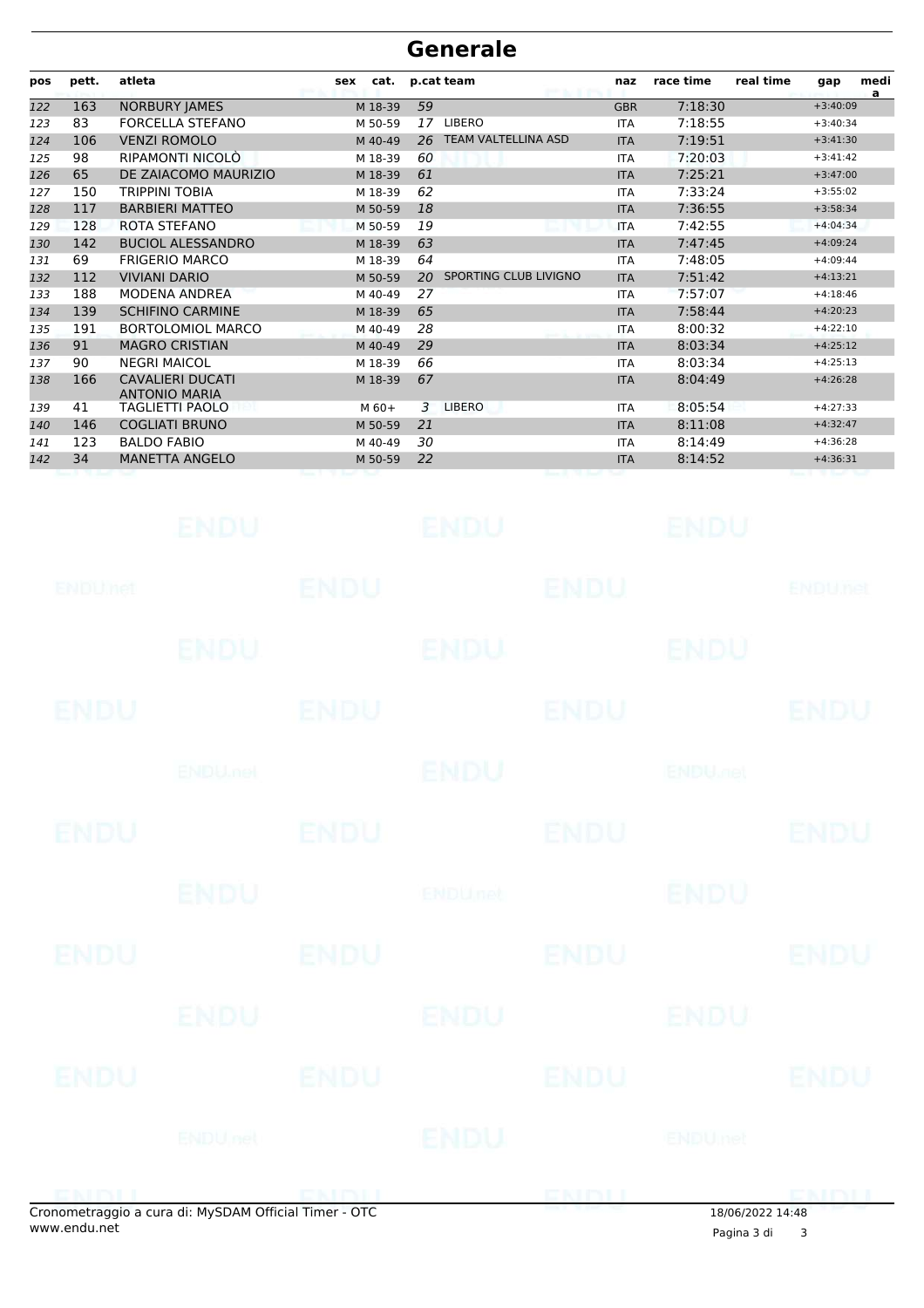# Generale

| pos | pett. | atleta | sex | cat. | p.cat | team | naz | race time | real time | gap | media |
|---|---|---|---|---|---|---|---|---|---|---|---|
| 122 | 163 | NORBURY JAMES | | M 18-39 | 59 | | GBR | 7:18:30 | | +3:40:09 | |
| 123 | 83 | FORCELLA STEFANO | | M 50-59 | 17 | LIBERO | ITA | 7:18:55 | | +3:40:34 | |
| 124 | 106 | VENZI ROMOLO | | M 40-49 | 26 | TEAM VALTELLINA ASD | ITA | 7:19:51 | | +3:41:30 | |
| 125 | 98 | RIPAMONTI NICOLÒ | | M 18-39 | 60 | | ITA | 7:20:03 | | +3:41:42 | |
| 126 | 65 | DE ZAIACOMO MAURIZIO | | M 18-39 | 61 | | ITA | 7:25:21 | | +3:47:00 | |
| 127 | 150 | TRIPPINI TOBIA | | M 18-39 | 62 | | ITA | 7:33:24 | | +3:55:02 | |
| 128 | 117 | BARBIERI MATTEO | | M 50-59 | 18 | | ITA | 7:36:55 | | +3:58:34 | |
| 129 | 128 | ROTA STEFANO | | M 50-59 | 19 | | ITA | 7:42:55 | | +4:04:34 | |
| 130 | 142 | BUCIOL ALESSANDRO | | M 18-39 | 63 | | ITA | 7:47:45 | | +4:09:24 | |
| 131 | 69 | FRIGERIO MARCO | | M 18-39 | 64 | | ITA | 7:48:05 | | +4:09:44 | |
| 132 | 112 | VIVIANI DARIO | | M 50-59 | 20 | SPORTING CLUB LIVIGNO | ITA | 7:51:42 | | +4:13:21 | |
| 133 | 188 | MODENA ANDREA | | M 40-49 | 27 | | ITA | 7:57:07 | | +4:18:46 | |
| 134 | 139 | SCHIFINO CARMINE | | M 18-39 | 65 | | ITA | 7:58:44 | | +4:20:23 | |
| 135 | 191 | BORTOLOMIOL MARCO | | M 40-49 | 28 | | ITA | 8:00:32 | | +4:22:10 | |
| 136 | 91 | MAGRO CRISTIAN | | M 40-49 | 29 | | ITA | 8:03:34 | | +4:25:12 | |
| 137 | 90 | NEGRI MAICOL | | M 18-39 | 66 | | ITA | 8:03:34 | | +4:25:13 | |
| 138 | 166 | CAVALIERI DUCATI ANTONIO MARIA | | M 18-39 | 67 | | ITA | 8:04:49 | | +4:26:28 | |
| 139 | 41 | TAGLIETTI PAOLO | | M 60+ | 3 | LIBERO | ITA | 8:05:54 | | +4:27:33 | |
| 140 | 146 | COGLIATI BRUNO | | M 50-59 | 21 | | ITA | 8:11:08 | | +4:32:47 | |
| 141 | 123 | BALDO FABIO | | M 40-49 | 30 | | ITA | 8:14:49 | | +4:36:28 | |
| 142 | 34 | MANETTA ANGELO | | M 50-59 | 22 | | ITA | 8:14:52 | | +4:36:31 | |

Cronometraggio a cura di: MySDAM Official Timer - OTC
www.endu.net

18/06/2022 14:48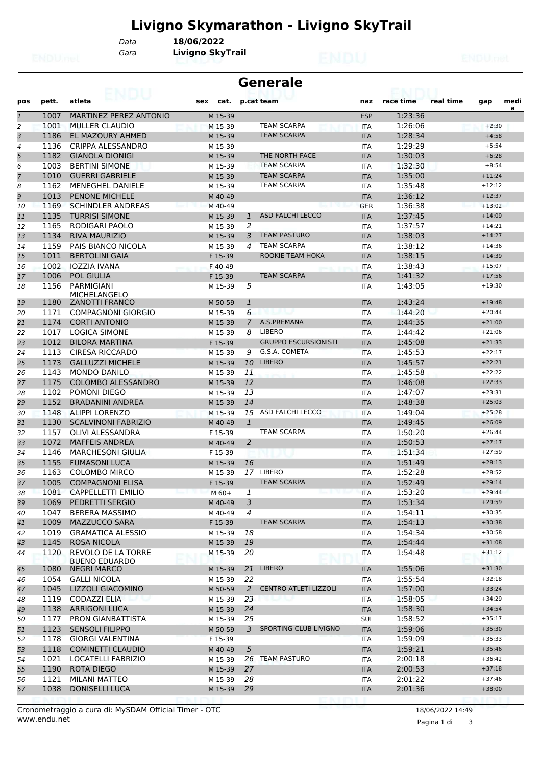# Livigno Skymarathon - Livigno SkyTrail

Data **18/06/2022**
Gara **Livigno SkyTrail**

## Generale

| pos | pett. | atleta | sex | cat. | p.cat | team | naz | race time | real time | gap | media |
|---|---|---|---|---|---|---|---|---|---|---|---|
| 1 | 1007 | MARTINEZ PEREZ ANTONIO | | M 15-39 | | | ESP | 1:23:36 | | | |
| 2 | 1001 | MULLER CLAUDIO | | M 15-39 | | TEAM SCARPA | ITA | 1:26:06 | | +2:30 | |
| 3 | 1186 | EL MAZOURY AHMED | | M 15-39 | | TEAM SCARPA | ITA | 1:28:34 | | +4:58 | |
| 4 | 1136 | CRIPPA ALESSANDRO | | M 15-39 | | | ITA | 1:29:29 | | +5:54 | |
| 5 | 1182 | GIANOLA DIONIGI | | M 15-39 | | THE NORTH FACE | ITA | 1:30:03 | | +6:28 | |
| 6 | 1003 | BERTINI SIMONE | | M 15-39 | | TEAM SCARPA | ITA | 1:32:30 | | +8:54 | |
| 7 | 1010 | GUERRI GABRIELE | | M 15-39 | | TEAM SCARPA | ITA | 1:35:00 | | +11:24 | |
| 8 | 1162 | MENEGHEL DANIELE | | M 15-39 | | TEAM SCARPA | ITA | 1:35:48 | | +12:12 | |
| 9 | 1013 | PENONE MICHELE | | M 40-49 | | | ITA | 1:36:12 | | +12:37 | |
| 10 | 1169 | SCHINDLER ANDREAS | | M 40-49 | | | GER | 1:36:38 | | +13:02 | |
| 11 | 1135 | TURRISI SIMONE | | M 15-39 | 1 | ASD FALCHI LECCO | ITA | 1:37:45 | | +14:09 | |
| 12 | 1165 | RODIGARI PAOLO | | M 15-39 | 2 | | ITA | 1:37:57 | | +14:21 | |
| 13 | 1134 | RIVA MAURIZIO | | M 15-39 | 3 | TEAM PASTURO | ITA | 1:38:03 | | +14:27 | |
| 14 | 1159 | PAIS BIANCO NICOLA | | M 15-39 | 4 | TEAM SCARPA | ITA | 1:38:12 | | +14:36 | |
| 15 | 1011 | BERTOLINI GAIA | | F 15-39 | | ROOKIE TEAM HOKA | ITA | 1:38:15 | | +14:39 | |
| 16 | 1002 | IOZZIA IVANA | | F 40-49 | | | ITA | 1:38:43 | | +15:07 | |
| 17 | 1006 | POL GIULIA | | F 15-39 | | TEAM SCARPA | ITA | 1:41:32 | | +17:56 | |
| 18 | 1156 | PARMIGIANI MICHELANGELO | | M 15-39 | 5 | | ITA | 1:43:05 | | +19:30 | |
| 19 | 1180 | ZANOTTI FRANCO | | M 50-59 | 1 | | ITA | 1:43:24 | | +19:48 | |
| 20 | 1171 | COMPAGNONI GIORGIO | | M 15-39 | 6 | | ITA | 1:44:20 | | +20:44 | |
| 21 | 1174 | CORTI ANTONIO | | M 15-39 | 7 | A.S.PREMANA | ITA | 1:44:35 | | +21:00 | |
| 22 | 1017 | LOGICA SIMONE | | M 15-39 | 8 | LIBERO | ITA | 1:44:42 | | +21:06 | |
| 23 | 1012 | BILORA MARTINA | | F 15-39 | | GRUPPO ESCURSIONISTI | ITA | 1:45:08 | | +21:33 | |
| 24 | 1113 | CIRESA RICCARDO | | M 15-39 | 9 | G.S.A. COMETA | ITA | 1:45:53 | | +22:17 | |
| 25 | 1173 | GALLUZZI MICHELE | | M 15-39 | 10 | LIBERO | ITA | 1:45:57 | | +22:21 | |
| 26 | 1143 | MONDO DANILO | | M 15-39 | 11 | | ITA | 1:45:58 | | +22:22 | |
| 27 | 1175 | COLOMBO ALESSANDRO | | M 15-39 | 12 | | ITA | 1:46:08 | | +22:33 | |
| 28 | 1102 | POMONI DIEGO | | M 15-39 | 13 | | ITA | 1:47:07 | | +23:31 | |
| 29 | 1152 | BRADANINI ANDREA | | M 15-39 | 14 | | ITA | 1:48:38 | | +25:03 | |
| 30 | 1148 | ALIPPI LORENZO | | M 15-39 | 15 | ASD FALCHI LECCO | ITA | 1:49:04 | | +25:28 | |
| 31 | 1130 | SCALVINONI FABRIZIO | | M 40-49 | 1 | | ITA | 1:49:45 | | +26:09 | |
| 32 | 1157 | OLIVI ALESSANDRA | | F 15-39 | | TEAM SCARPA | ITA | 1:50:20 | | +26:44 | |
| 33 | 1072 | MAFFEIS ANDREA | | M 40-49 | 2 | | ITA | 1:50:53 | | +27:17 | |
| 34 | 1146 | MARCHESONI GIULIA | | F 15-39 | | | ITA | 1:51:34 | | +27:59 | |
| 35 | 1155 | FUMASONI LUCA | | M 15-39 | 16 | | ITA | 1:51:49 | | +28:13 | |
| 36 | 1163 | COLOMBO MIRCO | | M 15-39 | 17 | LIBERO | ITA | 1:52:28 | | +28:52 | |
| 37 | 1005 | COMPAGNONI ELISA | | F 15-39 | | TEAM SCARPA | ITA | 1:52:49 | | +29:14 | |
| 38 | 1081 | CAPPELLETTI EMILIO | | M 60+ | 1 | | ITA | 1:53:20 | | +29:44 | |
| 39 | 1069 | PEDRETTI SERGIO | | M 40-49 | 3 | | ITA | 1:53:34 | | +29:59 | |
| 40 | 1047 | BERERA MASSIMO | | M 40-49 | 4 | | ITA | 1:54:11 | | +30:35 | |
| 41 | 1009 | MAZZUCCO SARA | | F 15-39 | | TEAM SCARPA | ITA | 1:54:13 | | +30:38 | |
| 42 | 1019 | GRAMATICA ALESSIO | | M 15-39 | 18 | | ITA | 1:54:34 | | +30:58 | |
| 43 | 1145 | ROSA NICOLA | | M 15-39 | 19 | | ITA | 1:54:44 | | +31:08 | |
| 44 | 1120 | REVOLO DE LA TORRE BUENO EDUARDO | | M 15-39 | 20 | | ITA | 1:54:48 | | +31:12 | |
| 45 | 1080 | NEGRI MARCO | | M 15-39 | 21 | LIBERO | ITA | 1:55:06 | | +31:30 | |
| 46 | 1054 | GALLI NICOLA | | M 15-39 | 22 | | ITA | 1:55:54 | | +32:18 | |
| 47 | 1045 | LIZZOLI GIACOMINO | | M 50-59 | 2 | CENTRO ATLETI LIZZOLI | ITA | 1:57:00 | | +33:24 | |
| 48 | 1119 | CODAZZI ELIA | | M 15-39 | 23 | | ITA | 1:58:05 | | +34:29 | |
| 49 | 1138 | ARRIGONI LUCA | | M 15-39 | 24 | | ITA | 1:58:30 | | +34:54 | |
| 50 | 1177 | PRON GIANBATTISTA | | M 15-39 | 25 | | SUI | 1:58:52 | | +35:17 | |
| 51 | 1123 | SENSOLI FILIPPO | | M 50-59 | 3 | SPORTING CLUB LIVIGNO | ITA | 1:59:06 | | +35:30 | |
| 52 | 1178 | GIORGI VALENTINA | | F 15-39 | | | ITA | 1:59:09 | | +35:33 | |
| 53 | 1118 | COMINETTI CLAUDIO | | M 40-49 | 5 | | ITA | 1:59:21 | | +35:46 | |
| 54 | 1021 | LOCATELLI FABRIZIO | | M 15-39 | 26 | TEAM PASTURO | ITA | 2:00:18 | | +36:42 | |
| 55 | 1190 | ROTA DIEGO | | M 15-39 | 27 | | ITA | 2:00:53 | | +37:18 | |
| 56 | 1121 | MILANI MATTEO | | M 15-39 | 28 | | ITA | 2:01:22 | | +37:46 | |
| 57 | 1038 | DONISELLI LUCA | | M 15-39 | 29 | | ITA | 2:01:36 | | +38:00 | |

Cronometraggio a cura di: MySDAM Official Timer - OTC
www.endu.net

18/06/2022 14:49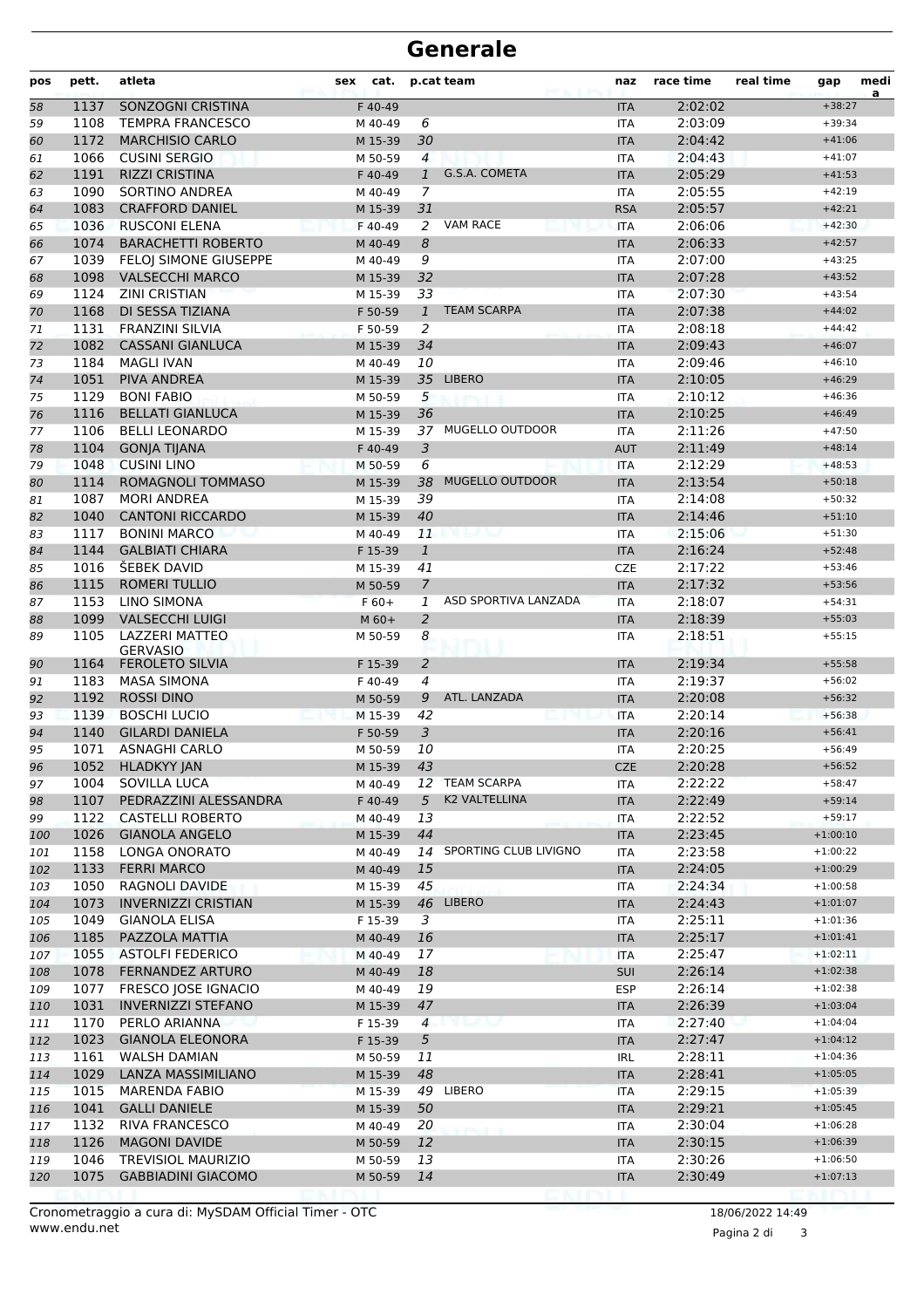# Generale

| pos | pett. | atleta | sex | cat. | p.cat | team | naz | race time | real time | gap | media |
|---|---|---|---|---|---|---|---|---|---|---|---|
| 58 | 1137 | SONZOGNI CRISTINA | | F 40-49 | | | ITA | 2:02:02 | | +38:27 | |
| 59 | 1108 | TEMPRA FRANCESCO | | M 40-49 | 6 | | ITA | 2:03:09 | | +39:34 | |
| 60 | 1172 | MARCHISIO CARLO | | M 15-39 | 30 | | ITA | 2:04:42 | | +41:06 | |
| 61 | 1066 | CUSINI SERGIO | | M 50-59 | 4 | | ITA | 2:04:43 | | +41:07 | |
| 62 | 1191 | RIZZI CRISTINA | | F 40-49 | 1 | G.S.A. COMETA | ITA | 2:05:29 | | +41:53 | |
| 63 | 1090 | SORTINO ANDREA | | M 40-49 | 7 | | ITA | 2:05:55 | | +42:19 | |
| 64 | 1083 | CRAFFORD DANIEL | | M 15-39 | 31 | | RSA | 2:05:57 | | +42:21 | |
| 65 | 1036 | RUSCONI ELENA | | F 40-49 | 2 | VAM RACE | ITA | 2:06:06 | | +42:30 | |
| 66 | 1074 | BARACHETTI ROBERTO | | M 40-49 | 8 | | ITA | 2:06:33 | | +42:57 | |
| 67 | 1039 | FELOJ SIMONE GIUSEPPE | | M 40-49 | 9 | | ITA | 2:07:00 | | +43:25 | |
| 68 | 1098 | VALSECCHI MARCO | | M 15-39 | 32 | | ITA | 2:07:28 | | +43:52 | |
| 69 | 1124 | ZINI CRISTIAN | | M 15-39 | 33 | | ITA | 2:07:30 | | +43:54 | |
| 70 | 1168 | DI SESSA TIZIANA | | F 50-59 | 1 | TEAM SCARPA | ITA | 2:07:38 | | +44:02 | |
| 71 | 1131 | FRANZINI SILVIA | | F 50-59 | 2 | | ITA | 2:08:18 | | +44:42 | |
| 72 | 1082 | CASSANI GIANLUCA | | M 15-39 | 34 | | ITA | 2:09:43 | | +46:07 | |
| 73 | 1184 | MAGLI IVAN | | M 40-49 | 10 | | ITA | 2:09:46 | | +46:10 | |
| 74 | 1051 | PIVA ANDREA | | M 15-39 | 35 | LIBERO | ITA | 2:10:05 | | +46:29 | |
| 75 | 1129 | BONI FABIO | | M 50-59 | 5 | | ITA | 2:10:12 | | +46:36 | |
| 76 | 1116 | BELLATI GIANLUCA | | M 15-39 | 36 | | ITA | 2:10:25 | | +46:49 | |
| 77 | 1106 | BELLI LEONARDO | | M 15-39 | 37 | MUGELLO OUTDOOR | ITA | 2:11:26 | | +47:50 | |
| 78 | 1104 | GONJA TIJANA | | F 40-49 | 3 | | AUT | 2:11:49 | | +48:14 | |
| 79 | 1048 | CUSINI LINO | | M 50-59 | 6 | | ITA | 2:12:29 | | +48:53 | |
| 80 | 1114 | ROMAGNOLI TOMMASO | | M 15-39 | 38 | MUGELLO OUTDOOR | ITA | 2:13:54 | | +50:18 | |
| 81 | 1087 | MORI ANDREA | | M 15-39 | 39 | | ITA | 2:14:08 | | +50:32 | |
| 82 | 1040 | CANTONI RICCARDO | | M 15-39 | 40 | | ITA | 2:14:46 | | +51:10 | |
| 83 | 1117 | BONINI MARCO | | M 40-49 | 11 | | ITA | 2:15:06 | | +51:30 | |
| 84 | 1144 | GALBIATI CHIARA | | F 15-39 | 1 | | ITA | 2:16:24 | | +52:48 | |
| 85 | 1016 | ŠEBEK DAVID | | M 15-39 | 41 | | CZE | 2:17:22 | | +53:46 | |
| 86 | 1115 | ROMERI TULLIO | | M 50-59 | 7 | | ITA | 2:17:32 | | +53:56 | |
| 87 | 1153 | LINO SIMONA | | F 60+ | 1 | ASD SPORTIVA LANZADA | ITA | 2:18:07 | | +54:31 | |
| 88 | 1099 | VALSECCHI LUIGI | | M 60+ | 2 | | ITA | 2:18:39 | | +55:03 | |
| 89 | 1105 | LAZZERI MATTEO GERVASIO | | M 50-59 | 8 | | ITA | 2:18:51 | | +55:15 | |
| 90 | 1164 | FEROLETO SILVIA | | F 15-39 | 2 | | ITA | 2:19:34 | | +55:58 | |
| 91 | 1183 | MASA SIMONA | | F 40-49 | 4 | | ITA | 2:19:37 | | +56:02 | |
| 92 | 1192 | ROSSI DINO | | M 50-59 | 9 | ATL. LANZADA | ITA | 2:20:08 | | +56:32 | |
| 93 | 1139 | BOSCHI LUCIO | | M 15-39 | 42 | | ITA | 2:20:14 | | +56:38 | |
| 94 | 1140 | GILARDI DANIELA | | F 50-59 | 3 | | ITA | 2:20:16 | | +56:41 | |
| 95 | 1071 | ASNAGHI CARLO | | M 50-59 | 10 | | ITA | 2:20:25 | | +56:49 | |
| 96 | 1052 | HLADKYY JAN | | M 15-39 | 43 | | CZE | 2:20:28 | | +56:52 | |
| 97 | 1004 | SOVILLA LUCA | | M 40-49 | 12 | TEAM SCARPA | ITA | 2:22:22 | | +58:47 | |
| 98 | 1107 | PEDRAZZINI ALESSANDRA | | F 40-49 | 5 | K2 VALTELLINA | ITA | 2:22:49 | | +59:14 | |
| 99 | 1122 | CASTELLI ROBERTO | | M 40-49 | 13 | | ITA | 2:22:52 | | +59:17 | |
| 100 | 1026 | GIANOLA ANGELO | | M 15-39 | 44 | | ITA | 2:23:45 | | +1:00:10 | |
| 101 | 1158 | LONGA ONORATO | | M 40-49 | 14 | SPORTING CLUB LIVIGNO | ITA | 2:23:58 | | +1:00:22 | |
| 102 | 1133 | FERRI MARCO | | M 40-49 | 15 | | ITA | 2:24:05 | | +1:00:29 | |
| 103 | 1050 | RAGNOLI DAVIDE | | M 15-39 | 45 | | ITA | 2:24:34 | | +1:00:58 | |
| 104 | 1073 | INVERNIZZI CRISTIAN | | M 15-39 | 46 | LIBERO | ITA | 2:24:43 | | +1:01:07 | |
| 105 | 1049 | GIANOLA ELISA | | F 15-39 | 3 | | ITA | 2:25:11 | | +1:01:36 | |
| 106 | 1185 | PAZZOLA MATTIA | | M 40-49 | 16 | | ITA | 2:25:17 | | +1:01:41 | |
| 107 | 1055 | ASTOLFI FEDERICO | | M 40-49 | 17 | | ITA | 2:25:47 | | +1:02:11 | |
| 108 | 1078 | FERNANDEZ ARTURO | | M 40-49 | 18 | | SUI | 2:26:14 | | +1:02:38 | |
| 109 | 1077 | FRESCO JOSE IGNACIO | | M 40-49 | 19 | | ESP | 2:26:14 | | +1:02:38 | |
| 110 | 1031 | INVERNIZZI STEFANO | | M 15-39 | 47 | | ITA | 2:26:39 | | +1:03:04 | |
| 111 | 1170 | PERLO ARIANNA | | F 15-39 | 4 | | ITA | 2:27:40 | | +1:04:04 | |
| 112 | 1023 | GIANOLA ELEONORA | | F 15-39 | 5 | | ITA | 2:27:47 | | +1:04:12 | |
| 113 | 1161 | WALSH DAMIAN | | M 50-59 | 11 | | IRL | 2:28:11 | | +1:04:36 | |
| 114 | 1029 | LANZA MASSIMILIANO | | M 15-39 | 48 | | ITA | 2:28:41 | | +1:05:05 | |
| 115 | 1015 | MARENDA FABIO | | M 15-39 | 49 | LIBERO | ITA | 2:29:15 | | +1:05:39 | |
| 116 | 1041 | GALLI DANIELE | | M 15-39 | 50 | | ITA | 2:29:21 | | +1:05:45 | |
| 117 | 1132 | RIVA FRANCESCO | | M 40-49 | 20 | | ITA | 2:30:04 | | +1:06:28 | |
| 118 | 1126 | MAGONI DAVIDE | | M 50-59 | 12 | | ITA | 2:30:15 | | +1:06:39 | |
| 119 | 1046 | TREVISIOL MAURIZIO | | M 50-59 | 13 | | ITA | 2:30:26 | | +1:06:50 | |
| 120 | 1075 | GABBIADINI GIACOMO | | M 50-59 | 14 | | ITA | 2:30:49 | | +1:07:13 | |

Cronometraggio a cura di: MySDAM Official Timer - OTC
www.endu.net

18/06/2022 14:49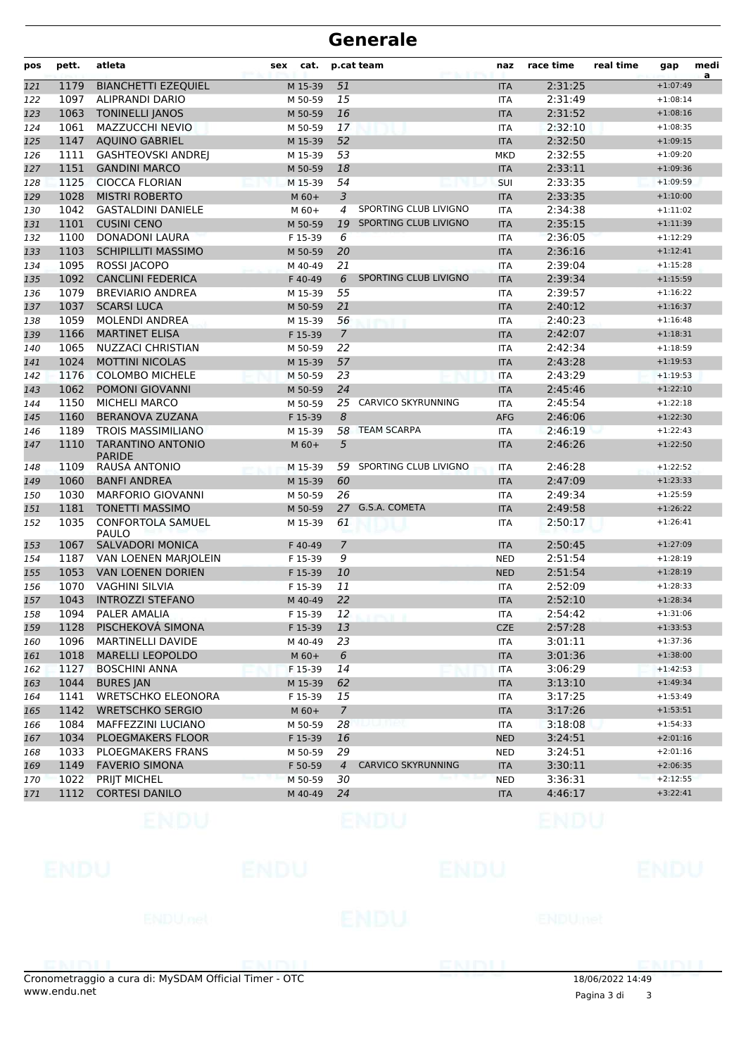# Generale

| pos | pett. | atleta | sex | cat. | p.cat | team | naz | race time | real time | gap | media |
|---|---|---|---|---|---|---|---|---|---|---|---|
| 121 | 1179 | BIANCHETTI EZEQUIEL | | M 15-39 | 51 | | ITA | 2:31:25 | | +1:07:49 | |
| 122 | 1097 | ALIPRANDI DARIO | | M 50-59 | 15 | | ITA | 2:31:49 | | +1:08:14 | |
| 123 | 1063 | TONINELLI JANOS | | M 50-59 | 16 | | ITA | 2:31:52 | | +1:08:16 | |
| 124 | 1061 | MAZZUCCHI NEVIO | | M 50-59 | 17 | | ITA | 2:32:10 | | +1:08:35 | |
| 125 | 1147 | AQUINO GABRIEL | | M 15-39 | 52 | | ITA | 2:32:50 | | +1:09:15 | |
| 126 | 1111 | GASHTEOVSKI ANDREJ | | M 15-39 | 53 | | MKD | 2:32:55 | | +1:09:20 | |
| 127 | 1151 | GANDINI MARCO | | M 50-59 | 18 | | ITA | 2:33:11 | | +1:09:36 | |
| 128 | 1125 | CIOCCA FLORIAN | | M 15-39 | 54 | | SUI | 2:33:35 | | +1:09:59 | |
| 129 | 1028 | MISTRI ROBERTO | | M 60+ | 3 | | ITA | 2:33:35 | | +1:10:00 | |
| 130 | 1042 | GASTALDINI DANIELE | | M 60+ | 4 | SPORTING CLUB LIVIGNO | ITA | 2:34:38 | | +1:11:02 | |
| 131 | 1101 | CUSINI CENO | | M 50-59 | 19 | SPORTING CLUB LIVIGNO | ITA | 2:35:15 | | +1:11:39 | |
| 132 | 1100 | DONADONI LAURA | | F 15-39 | 6 | | ITA | 2:36:05 | | +1:12:29 | |
| 133 | 1103 | SCHIPILLITI MASSIMO | | M 50-59 | 20 | | ITA | 2:36:16 | | +1:12:41 | |
| 134 | 1095 | ROSSI JACOPO | | M 40-49 | 21 | | ITA | 2:39:04 | | +1:15:28 | |
| 135 | 1092 | CANCLINI FEDERICA | | F 40-49 | 6 | SPORTING CLUB LIVIGNO | ITA | 2:39:34 | | +1:15:59 | |
| 136 | 1079 | BREVIARIO ANDREA | | M 15-39 | 55 | | ITA | 2:39:57 | | +1:16:22 | |
| 137 | 1037 | SCARSI LUCA | | M 50-59 | 21 | | ITA | 2:40:12 | | +1:16:37 | |
| 138 | 1059 | MOLENDI ANDREA | | M 15-39 | 56 | | ITA | 2:40:23 | | +1:16:48 | |
| 139 | 1166 | MARTINET ELISA | | F 15-39 | 7 | | ITA | 2:42:07 | | +1:18:31 | |
| 140 | 1065 | NUZZACI CHRISTIAN | | M 50-59 | 22 | | ITA | 2:42:34 | | +1:18:59 | |
| 141 | 1024 | MOTTINI NICOLAS | | M 15-39 | 57 | | ITA | 2:43:28 | | +1:19:53 | |
| 142 | 1176 | COLOMBO MICHELE | | M 50-59 | 23 | | ITA | 2:43:29 | | +1:19:53 | |
| 143 | 1062 | POMONI GIOVANNI | | M 50-59 | 24 | | ITA | 2:45:46 | | +1:22:10 | |
| 144 | 1150 | MICHELI MARCO | | M 50-59 | 25 | CARVICO SKYRUNNING | ITA | 2:45:54 | | +1:22:18 | |
| 145 | 1160 | BERANOVA ZUZANA | | F 15-39 | 8 | | AFG | 2:46:06 | | +1:22:30 | |
| 146 | 1189 | TROIS MASSIMILIANO | | M 15-39 | 58 | TEAM SCARPA | ITA | 2:46:19 | | +1:22:43 | |
| 147 | 1110 | TARANTINO ANTONIO PARIDE | | M 60+ | 5 | | ITA | 2:46:26 | | +1:22:50 | |
| 148 | 1109 | RAUSA ANTONIO | | M 15-39 | 59 | SPORTING CLUB LIVIGNO | ITA | 2:46:28 | | +1:22:52 | |
| 149 | 1060 | BANFI ANDREA | | M 15-39 | 60 | | ITA | 2:47:09 | | +1:23:33 | |
| 150 | 1030 | MARFORIO GIOVANNI | | M 50-59 | 26 | | ITA | 2:49:34 | | +1:25:59 | |
| 151 | 1181 | TONETTI MASSIMO | | M 50-59 | 27 | G.S.A. COMETA | ITA | 2:49:58 | | +1:26:22 | |
| 152 | 1035 | CONFORTOLA SAMUEL PAULO | | M 15-39 | 61 | | ITA | 2:50:17 | | +1:26:41 | |
| 153 | 1067 | SALVADORI MONICA | | F 40-49 | 7 | | ITA | 2:50:45 | | +1:27:09 | |
| 154 | 1187 | VAN LOENEN MARJOLEIN | | F 15-39 | 9 | | NED | 2:51:54 | | +1:28:19 | |
| 155 | 1053 | VAN LOENEN DORIEN | | F 15-39 | 10 | | NED | 2:51:54 | | +1:28:19 | |
| 156 | 1070 | VAGHINI SILVIA | | F 15-39 | 11 | | ITA | 2:52:09 | | +1:28:33 | |
| 157 | 1043 | INTROZZI STEFANO | | M 40-49 | 22 | | ITA | 2:52:10 | | +1:28:34 | |
| 158 | 1094 | PALER AMALIA | | F 15-39 | 12 | | ITA | 2:54:42 | | +1:31:06 | |
| 159 | 1128 | PISCHEKOVÁ SIMONA | | F 15-39 | 13 | | CZE | 2:57:28 | | +1:33:53 | |
| 160 | 1096 | MARTINELLI DAVIDE | | M 40-49 | 23 | | ITA | 3:01:11 | | +1:37:36 | |
| 161 | 1018 | MARELLI LEOPOLDO | | M 60+ | 6 | | ITA | 3:01:36 | | +1:38:00 | |
| 162 | 1127 | BOSCHINI ANNA | | F 15-39 | 14 | | ITA | 3:06:29 | | +1:42:53 | |
| 163 | 1044 | BURES JAN | | M 15-39 | 62 | | ITA | 3:13:10 | | +1:49:34 | |
| 164 | 1141 | WRETSCHKO ELEONORA | | F 15-39 | 15 | | ITA | 3:17:25 | | +1:53:49 | |
| 165 | 1142 | WRETSCHKO SERGIO | | M 60+ | 7 | | ITA | 3:17:26 | | +1:53:51 | |
| 166 | 1084 | MAFFEZZINI LUCIANO | | M 50-59 | 28 | | ITA | 3:18:08 | | +1:54:33 | |
| 167 | 1034 | PLOEGMAKERS FLOOR | | F 15-39 | 16 | | NED | 3:24:51 | | +2:01:16 | |
| 168 | 1033 | PLOEGMAKERS FRANS | | M 50-59 | 29 | | NED | 3:24:51 | | +2:01:16 | |
| 169 | 1149 | FAVERIO SIMONA | | F 50-59 | 4 | CARVICO SKYRUNNING | ITA | 3:30:11 | | +2:06:35 | |
| 170 | 1022 | PRIJT MICHEL | | M 50-59 | 30 | | NED | 3:36:31 | | +2:12:55 | |
| 171 | 1112 | CORTESI DANILO | | M 40-49 | 24 | | ITA | 4:46:17 | | +3:22:41 | |

Cronometraggio a cura di: MySDAM Official Timer - OTC
www.endu.net

18/06/2022 14:49